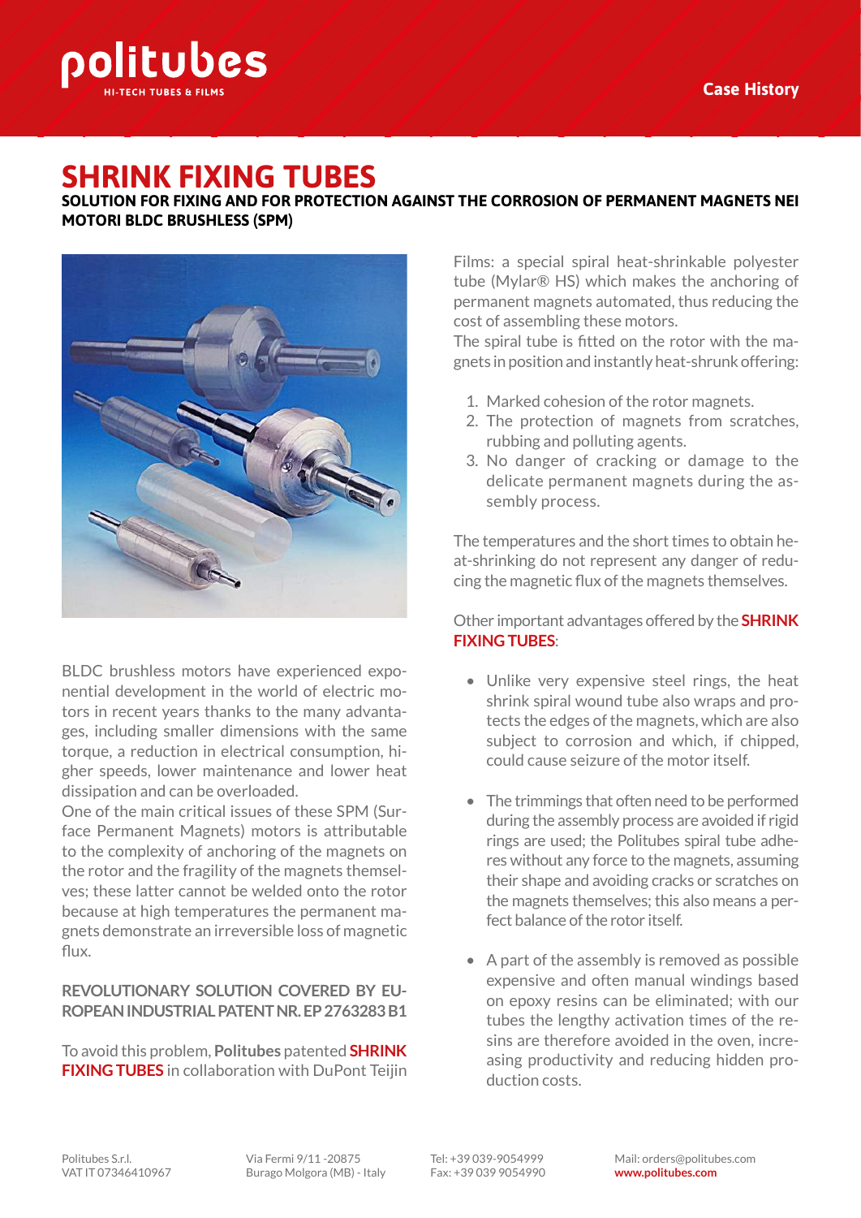# SHRINK FIXING TUBES

**SOLUTION FOR FIXING AND FOR PROTECTION AGAINST THE CORROSION OF PERMANENT MAGNETS NEI MOTORI BLDC BRUSHLESS (SPM)**

BLDC brushless motors have experienced exponential development in the world of electric motors in recent years thanks to the many advantages, including smaller dimensions with the same torque, a reduction in electrical consumption, higher speeds, lower maintenance and lower heat dissipation and can be overloaded.
One of the main critical issues of these SPM (Surface Permanent Magnets) motors is attributable to the complexity of anchoring of the magnets on the rotor and the fragility of the magnets themselves; these latter cannot be welded onto the rotor because at high temperatures the permanent magnets demonstrate an irreversible loss of magnetic flux.

**REVOLUTIONARY SOLUTION COVERED BY EUROPEAN INDUSTRIAL PATENT NR. EP 2763283 B1**

To avoid this problem, **Politubes** patented **SHRINK FIXING TUBES** in collaboration with DuPont Teijin Films: a special spiral heat-shrinkable polyester tube (Mylar® HS) which makes the anchoring of permanent magnets automated, thus reducing the cost of assembling these motors.
The spiral tube is fitted on the rotor with the magnets in position and instantly heat-shrunk offering:

1. Marked cohesion of the rotor magnets.
2. The protection of magnets from scratches, rubbing and polluting agents.
3. No danger of cracking or damage to the delicate permanent magnets during the assembly process.

The temperatures and the short times to obtain heat-shrinking do not represent any danger of reducing the magnetic flux of the magnets themselves.

Other important advantages offered by the **SHRINK FIXING TUBES**:

- Unlike very expensive steel rings, the heat shrink spiral wound tube also wraps and protects the edges of the magnets, which are also subject to corrosion and which, if chipped, could cause seizure of the motor itself.

- The trimmings that often need to be performed during the assembly process are avoided if rigid rings are used; the Politubes spiral tube adheres without any force to the magnets, assuming their shape and avoiding cracks or scratches on the magnets themselves; this also means a perfect balance of the rotor itself.

- A part of the assembly is removed as possible expensive and often manual windings based on epoxy resins can be eliminated; with our tubes the lengthy activation times of the resins are therefore avoided in the oven, increasing productivity and reducing hidden production costs.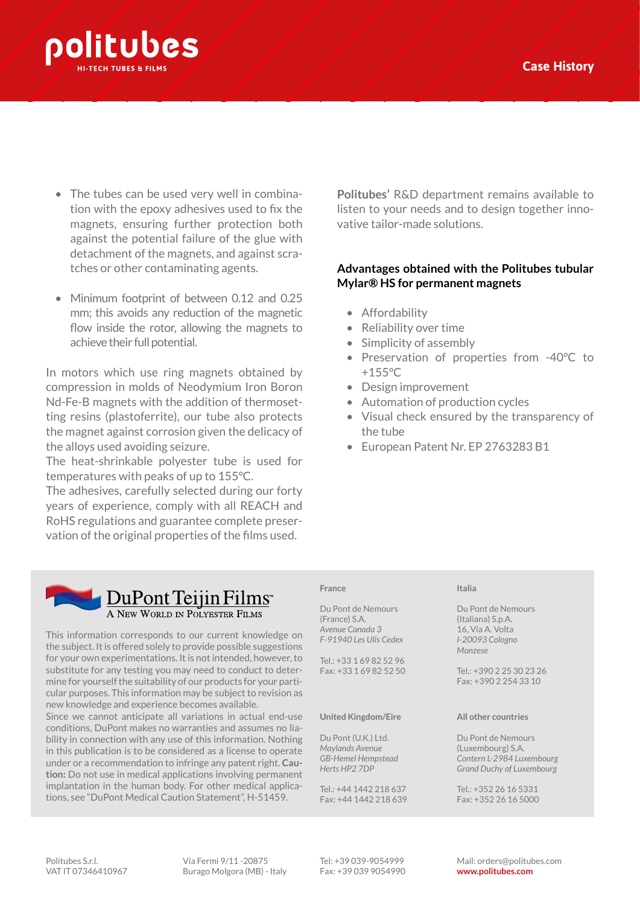- The tubes can be used very well in combination with the epoxy adhesives used to fix the magnets, ensuring further protection both against the potential failure of the glue with detachment of the magnets, and against scratches or other contaminating agents.
- Minimum footprint of between 0.12 and 0.25 mm; this avoids any reduction of the magnetic flow inside the rotor, allowing the magnets to achieve their full potential.

In motors which use ring magnets obtained by compression in molds of Neodymium Iron Boron Nd-Fe-B magnets with the addition of thermosetting resins (plastoferrite), our tube also protects the magnet against corrosion given the delicacy of the alloys used avoiding seizure.
The heat-shrinkable polyester tube is used for temperatures with peaks of up to 155°C.
The adhesives, carefully selected during our forty years of experience, comply with all REACH and RoHS regulations and guarantee complete preservation of the original properties of the films used.

**Politubes'** R&D department remains available to listen to your needs and to design together innovative tailor-made solutions.

**Advantages obtained with the Politubes tubular Mylar® HS for permanent magnets**

- Affordability
- Reliability over time
- Simplicity of assembly
- Preservation of properties from -40°C to +155°C
- Design improvement
- Automation of production cycles
- Visual check ensured by the transparency of the tube
- European Patent Nr. EP 2763283 B1

DuPont Teijin Films™
A New World in Polyester Films

This information corresponds to our current knowledge on the subject. It is offered solely to provide possible suggestions for your own experimentations. It is not intended, however, to substitute for any testing you may need to conduct to determine for yourself the suitability of our products for your particular purposes. This information may be subject to revision as new knowledge and experience becomes available.
Since we cannot anticipate all variations in actual end-use conditions, DuPont makes no warranties and assumes no liability in connection with any use of this information. Nothing in this publication is to be considered as a license to operate under or a recommendation to infringe any patent right. **Caution:** Do not use in medical applications involving permanent implantation in the human body. For other medical applications, see "DuPont Medical Caution Statement", H-51459.

**France**

Du Pont de Nemours
(France) S.A.
*Avenue Canada 3*
*F-91940 Les Ulis Cedex*

Tel.: +33 1 69 82 52 96
Fax: +33 1 69 82 52 50

**Italia**

Du Pont de Nemours
(Italiana) S.p.A.
16, Via A. Volta
*I-20093 Cologno Monzese*

Tel.: +390 2 25 30 23 26
Fax: +390 2 254 33 10

**United Kingdom/Eire**

Du Pont (U.K.) Ltd.
*Maylands Avenue*
*GB-Hemel Hempstead*
*Herts HP2 7DP*

Tel.: +44 1442 218 637
Fax: +44 1442 218 639

**All other countries**

Du Pont de Nemours
(Luxembourg) S.A.
*Contern L-2984 Luxembourg*
*Grand Duchy of Luxembourg*

Tel.: +352 26 16 5331
Fax: +352 26 16 5000

Politubes S.r.l.
VAT IT 07346410967

Via Fermi 9/11 -20875
Burago Molgora (MB) - Italy

Tel: +39 039-9054999
Fax: +39 039 9054990

Mail: orders@politubes.com
**www.politubes.com**